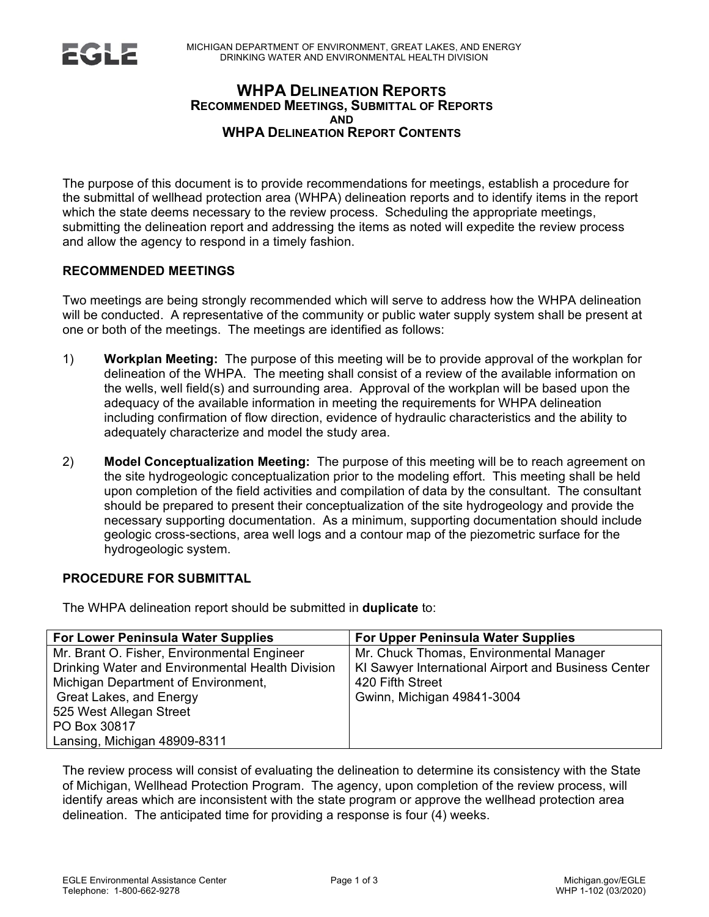MICHIGAN DEPARTMENT OF ENVIRONMENT, GREAT LAKES, AND ENERGY
DRINKING WATER AND ENVIRONMENTAL HEALTH DIVISION

# WHPA DELINEATION REPORTS
## RECOMMENDED MEETINGS, SUBMITTAL OF REPORTS AND WHPA DELINEATION REPORT CONTENTS

The purpose of this document is to provide recommendations for meetings, establish a procedure for the submittal of wellhead protection area (WHPA) delineation reports and to identify items in the report which the state deems necessary to the review process. Scheduling the appropriate meetings, submitting the delineation report and addressing the items as noted will expedite the review process and allow the agency to respond in a timely fashion.

### RECOMMENDED MEETINGS

Two meetings are being strongly recommended which will serve to address how the WHPA delineation will be conducted. A representative of the community or public water supply system shall be present at one or both of the meetings. The meetings are identified as follows:

1) **Workplan Meeting:** The purpose of this meeting will be to provide approval of the workplan for delineation of the WHPA. The meeting shall consist of a review of the available information on the wells, well field(s) and surrounding area. Approval of the workplan will be based upon the adequacy of the available information in meeting the requirements for WHPA delineation including confirmation of flow direction, evidence of hydraulic characteristics and the ability to adequately characterize and model the study area.

2) **Model Conceptualization Meeting:** The purpose of this meeting will be to reach agreement on the site hydrogeologic conceptualization prior to the modeling effort. This meeting shall be held upon completion of the field activities and compilation of data by the consultant. The consultant should be prepared to present their conceptualization of the site hydrogeology and provide the necessary supporting documentation. As a minimum, supporting documentation should include geologic cross-sections, area well logs and a contour map of the piezometric surface for the hydrogeologic system.

### PROCEDURE FOR SUBMITTAL

The WHPA delineation report should be submitted in **duplicate** to:

| For Lower Peninsula Water Supplies | For Upper Peninsula Water Supplies |
|---|---|
| Mr. Brant O. Fisher, Environmental Engineer<br>Drinking Water and Environmental Health Division<br>Michigan Department of Environment, Great Lakes, and Energy<br>525 West Allegan Street<br>PO Box 30817<br>Lansing, Michigan 48909-8311 | Mr. Chuck Thomas, Environmental Manager<br>KI Sawyer International Airport and Business Center<br>420 Fifth Street<br>Gwinn, Michigan 49841-3004 |

The review process will consist of evaluating the delineation to determine its consistency with the State of Michigan, Wellhead Protection Program. The agency, upon completion of the review process, will identify areas which are inconsistent with the state program or approve the wellhead protection area delineation. The anticipated time for providing a response is four (4) weeks.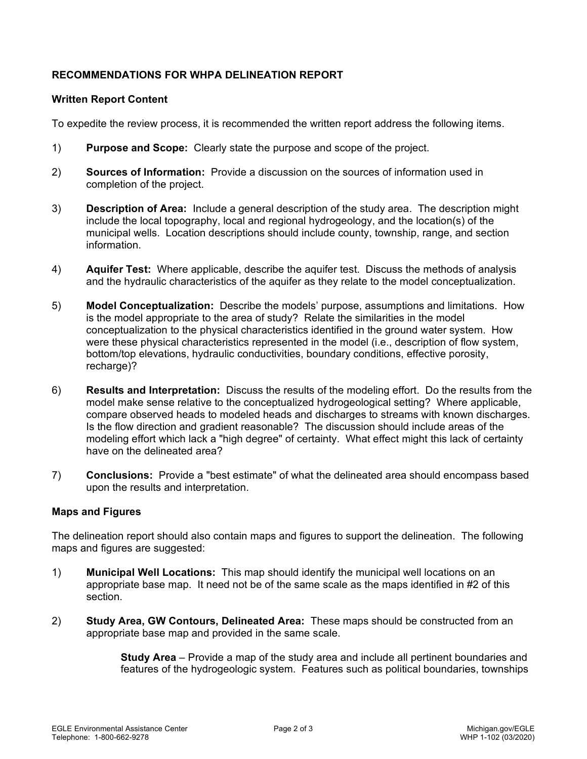## RECOMMENDATIONS FOR WHPA DELINEATION REPORT

### Written Report Content

To expedite the review process, it is recommended the written report address the following items.

1) **Purpose and Scope:** Clearly state the purpose and scope of the project.

2) **Sources of Information:** Provide a discussion on the sources of information used in completion of the project.

3) **Description of Area:** Include a general description of the study area. The description might include the local topography, local and regional hydrogeology, and the location(s) of the municipal wells. Location descriptions should include county, township, range, and section information.

4) **Aquifer Test:** Where applicable, describe the aquifer test. Discuss the methods of analysis and the hydraulic characteristics of the aquifer as they relate to the model conceptualization.

5) **Model Conceptualization:** Describe the models' purpose, assumptions and limitations. How is the model appropriate to the area of study? Relate the similarities in the model conceptualization to the physical characteristics identified in the ground water system. How were these physical characteristics represented in the model (i.e., description of flow system, bottom/top elevations, hydraulic conductivities, boundary conditions, effective porosity, recharge)?

6) **Results and Interpretation:** Discuss the results of the modeling effort. Do the results from the model make sense relative to the conceptualized hydrogeological setting? Where applicable, compare observed heads to modeled heads and discharges to streams with known discharges. Is the flow direction and gradient reasonable? The discussion should include areas of the modeling effort which lack a "high degree" of certainty. What effect might this lack of certainty have on the delineated area?

7) **Conclusions:** Provide a "best estimate" of what the delineated area should encompass based upon the results and interpretation.

### Maps and Figures

The delineation report should also contain maps and figures to support the delineation. The following maps and figures are suggested:

1) **Municipal Well Locations:** This map should identify the municipal well locations on an appropriate base map. It need not be of the same scale as the maps identified in #2 of this section.

2) **Study Area, GW Contours, Delineated Area:** These maps should be constructed from an appropriate base map and provided in the same scale.

   **Study Area** – Provide a map of the study area and include all pertinent boundaries and features of the hydrogeologic system. Features such as political boundaries, townships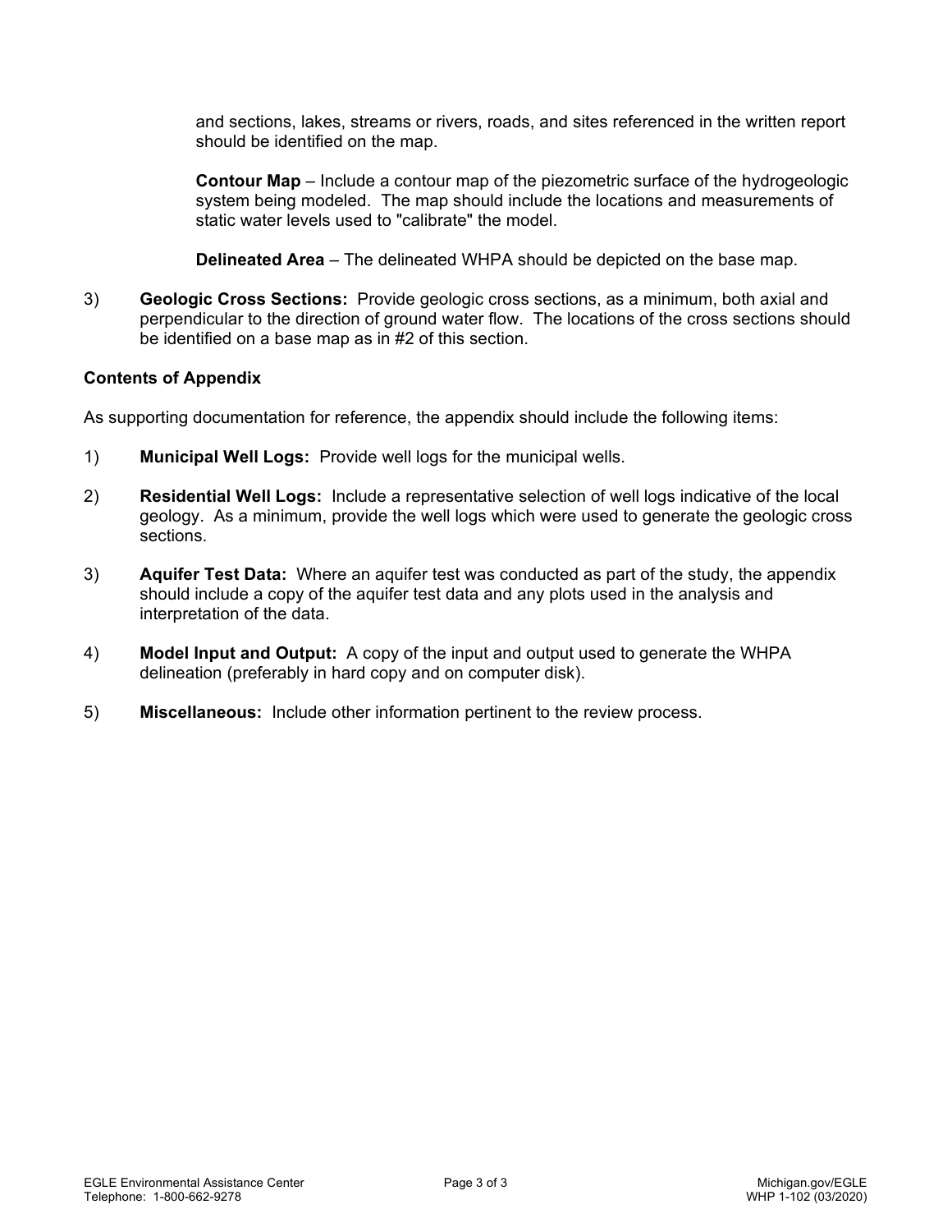and sections, lakes, streams or rivers, roads, and sites referenced in the written report should be identified on the map.

**Contour Map** – Include a contour map of the piezometric surface of the hydrogeologic system being modeled. The map should include the locations and measurements of static water levels used to "calibrate" the model.

**Delineated Area** – The delineated WHPA should be depicted on the base map.

3) **Geologic Cross Sections:** Provide geologic cross sections, as a minimum, both axial and perpendicular to the direction of ground water flow. The locations of the cross sections should be identified on a base map as in #2 of this section.

**Contents of Appendix**

As supporting documentation for reference, the appendix should include the following items:

1) **Municipal Well Logs:** Provide well logs for the municipal wells.

2) **Residential Well Logs:** Include a representative selection of well logs indicative of the local geology. As a minimum, provide the well logs which were used to generate the geologic cross sections.

3) **Aquifer Test Data:** Where an aquifer test was conducted as part of the study, the appendix should include a copy of the aquifer test data and any plots used in the analysis and interpretation of the data.

4) **Model Input and Output:** A copy of the input and output used to generate the WHPA delineation (preferably in hard copy and on computer disk).

5) **Miscellaneous:** Include other information pertinent to the review process.